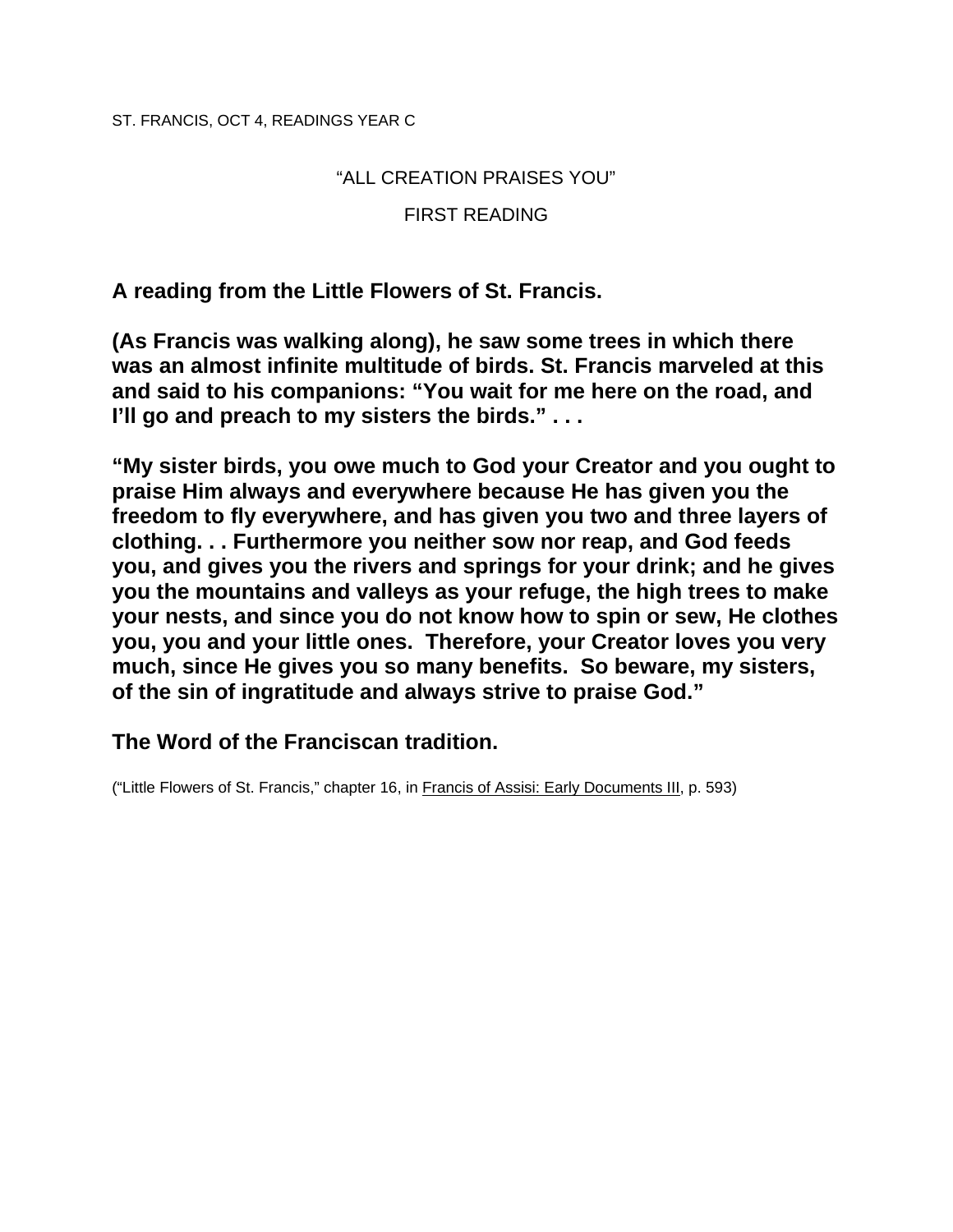ST. FRANCIS, OCT 4, READINGS YEAR C

“ALL CREATION PRAISES YOU”

FIRST READING

**A reading from the Little Flowers of St. Francis.**

**(As Francis was walking along), he saw some trees in which there was an almost infinite multitude of birds. St. Francis marveled at this and said to his companions: “You wait for me here on the road, and I’ll go and preach to my sisters the birds.” . . .**

**“My sister birds, you owe much to God your Creator and you ought to praise Him always and everywhere because He has given you the freedom to fly everywhere, and has given you two and three layers of clothing. . . Furthermore you neither sow nor reap, and God feeds you, and gives you the rivers and springs for your drink; and he gives you the mountains and valleys as your refuge, the high trees to make your nests, and since you do not know how to spin or sew, He clothes you, you and your little ones. Therefore, your Creator loves you very much, since He gives you so many benefits. So beware, my sisters, of the sin of ingratitude and always strive to praise God.”**

**The Word of the Franciscan tradition.**

(“Little Flowers of St. Francis,” chapter 16, in Francis of Assisi: Early Documents III, p. 593)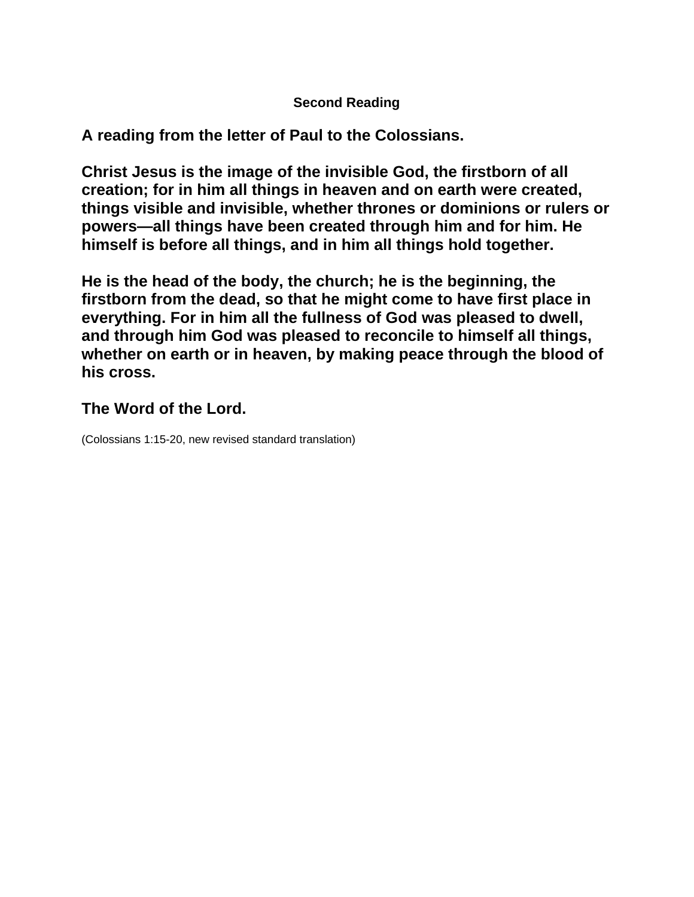**Second Reading**

**A reading from the letter of Paul to the Colossians.**

**Christ Jesus is the image of the invisible God, the firstborn of all creation; for in him all things in heaven and on earth were created, things visible and invisible, whether thrones or dominions or rulers or powers—all things have been created through him and for him. He himself is before all things, and in him all things hold together.**

**He is the head of the body, the church; he is the beginning, the firstborn from the dead, so that he might come to have first place in everything. For in him all the fullness of God was pleased to dwell, and through him God was pleased to reconcile to himself all things, whether on earth or in heaven, by making peace through the blood of his cross.**

**The Word of the Lord.**

(Colossians 1:15-20, new revised standard translation)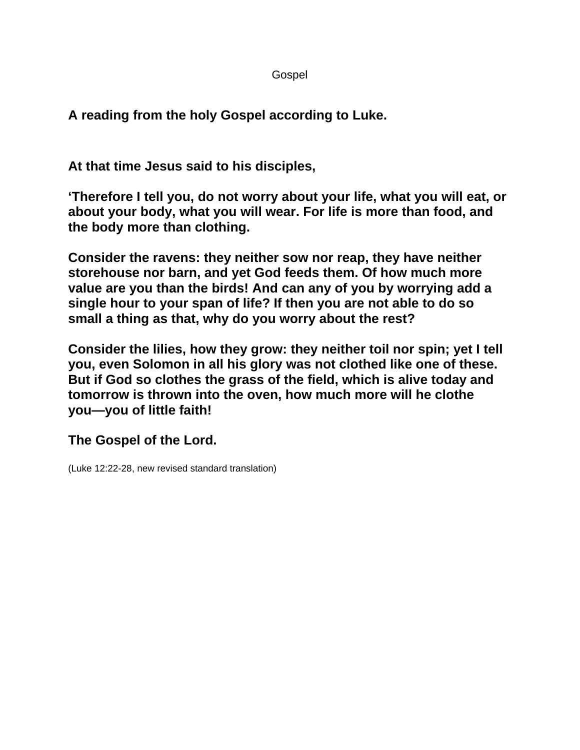Gospel

**A reading from the holy Gospel according to Luke.**

**At that time Jesus said to his disciples,**

**‘Therefore I tell you, do not worry about your life, what you will eat, or about your body, what you will wear. For life is more than food, and the body more than clothing.**

**Consider the ravens: they neither sow nor reap, they have neither storehouse nor barn, and yet God feeds them. Of how much more value are you than the birds! And can any of you by worrying add a single hour to your span of life? If then you are not able to do so small a thing as that, why do you worry about the rest?**

**Consider the lilies, how they grow: they neither toil nor spin; yet I tell you, even Solomon in all his glory was not clothed like one of these. But if God so clothes the grass of the field, which is alive today and tomorrow is thrown into the oven, how much more will he clothe you—you of little faith!**

**The Gospel of the Lord.**

(Luke 12:22-28, new revised standard translation)